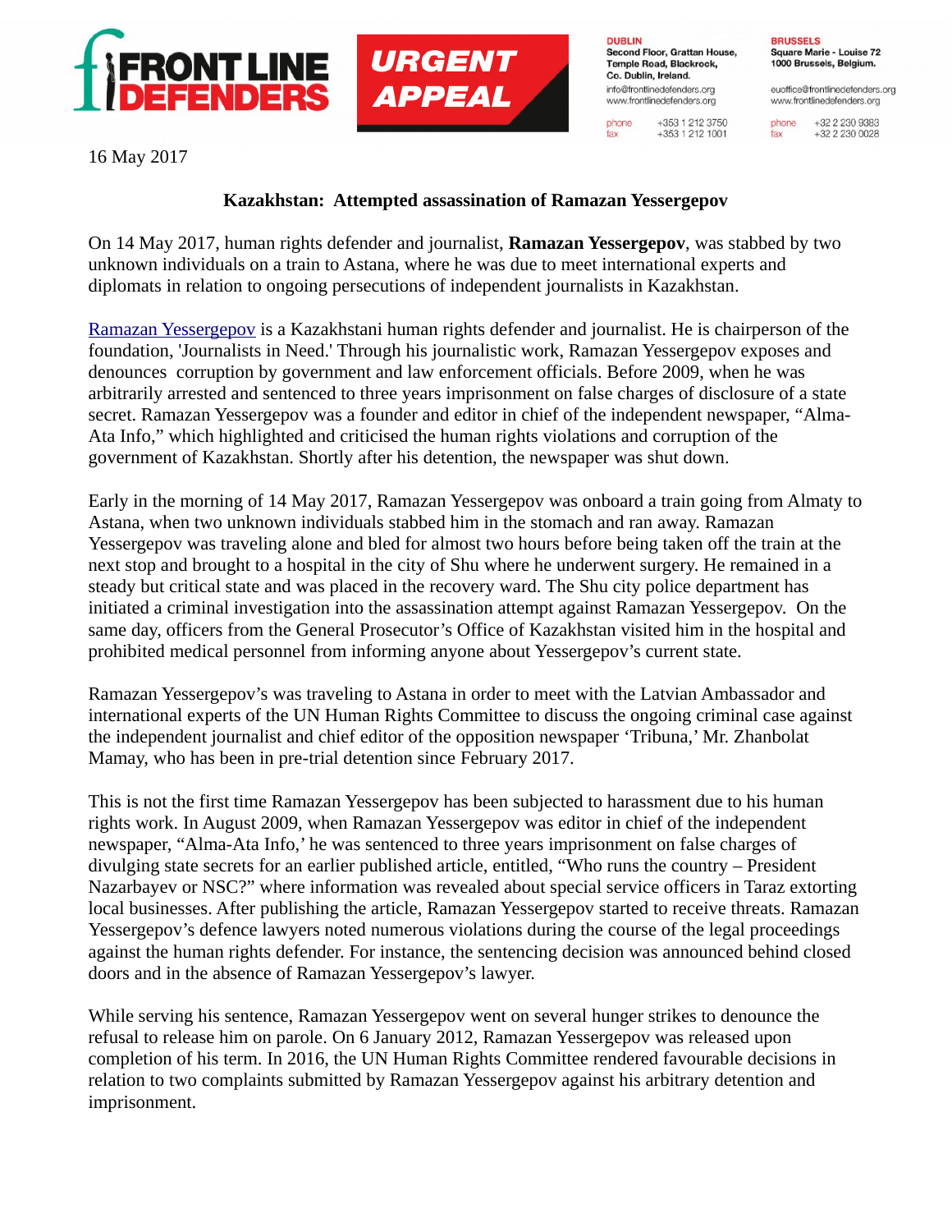FRONT LINE DEFENDERS

URGENT APPEAL

**DUBLIN**
Second Floor, Grattan House, Temple Road, Blackrock, Co. Dublin, Ireland.
info@frontlinedefenders.org
www.frontlinedefenders.org
phone +353 1 212 3750
fax +353 1 212 1001

**BRUSSELS**
Square Marie - Louise 72
1000 Brussels, Belgium.
euoffice@frontlinedefenders.org
www.frontlinedefenders.org
phone +32 2 230 9383
fax +32 2 230 0028

16 May 2017

**Kazakhstan: Attempted assassination of Ramazan Yessergepov**

On 14 May 2017, human rights defender and journalist, **Ramazan Yessergepov**, was stabbed by two unknown individuals on a train to Astana, where he was due to meet international experts and diplomats in relation to ongoing persecutions of independent journalists in Kazakhstan.

Ramazan Yessergepov is a Kazakhstani human rights defender and journalist. He is chairperson of the foundation, 'Journalists in Need.' Through his journalistic work, Ramazan Yessergepov exposes and denounces corruption by government and law enforcement officials. Before 2009, when he was arbitrarily arrested and sentenced to three years imprisonment on false charges of disclosure of a state secret. Ramazan Yessergepov was a founder and editor in chief of the independent newspaper, "Alma-Ata Info," which highlighted and criticised the human rights violations and corruption of the government of Kazakhstan. Shortly after his detention, the newspaper was shut down.

Early in the morning of 14 May 2017, Ramazan Yessergepov was onboard a train going from Almaty to Astana, when two unknown individuals stabbed him in the stomach and ran away. Ramazan Yessergepov was traveling alone and bled for almost two hours before being taken off the train at the next stop and brought to a hospital in the city of Shu where he underwent surgery. He remained in a steady but critical state and was placed in the recovery ward. The Shu city police department has initiated a criminal investigation into the assassination attempt against Ramazan Yessergepov. On the same day, officers from the General Prosecutor's Office of Kazakhstan visited him in the hospital and prohibited medical personnel from informing anyone about Yessergepov's current state.

Ramazan Yessergepov's was traveling to Astana in order to meet with the Latvian Ambassador and international experts of the UN Human Rights Committee to discuss the ongoing criminal case against the independent journalist and chief editor of the opposition newspaper 'Tribuna,' Mr. Zhanbolat Mamay, who has been in pre-trial detention since February 2017.

This is not the first time Ramazan Yessergepov has been subjected to harassment due to his human rights work. In August 2009, when Ramazan Yessergepov was editor in chief of the independent newspaper, "Alma-Ata Info,' he was sentenced to three years imprisonment on false charges of divulging state secrets for an earlier published article, entitled, "Who runs the country – President Nazarbayev or NSC?" where information was revealed about special service officers in Taraz extorting local businesses. After publishing the article, Ramazan Yessergepov started to receive threats. Ramazan Yessergepov's defence lawyers noted numerous violations during the course of the legal proceedings against the human rights defender. For instance, the sentencing decision was announced behind closed doors and in the absence of Ramazan Yessergepov's lawyer.

While serving his sentence, Ramazan Yessergepov went on several hunger strikes to denounce the refusal to release him on parole. On 6 January 2012, Ramazan Yessergepov was released upon completion of his term. In 2016, the UN Human Rights Committee rendered favourable decisions in relation to two complaints submitted by Ramazan Yessergepov against his arbitrary detention and imprisonment.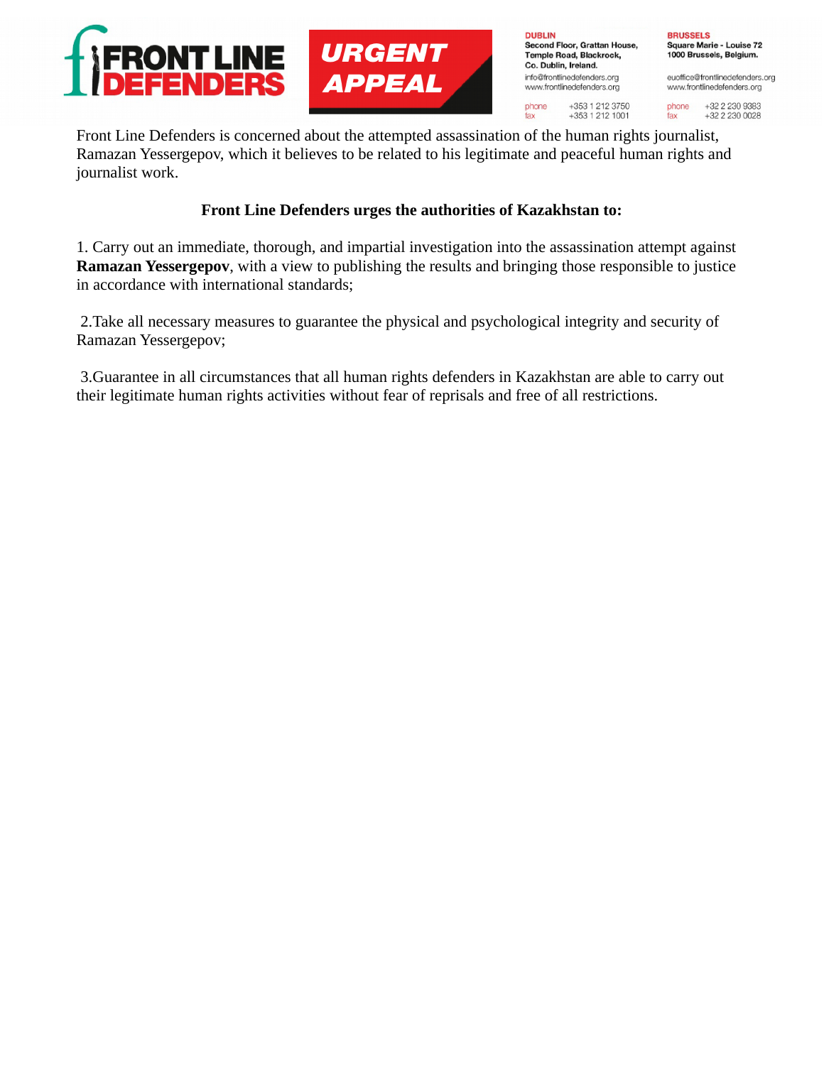Front Line Defenders is concerned about the attempted assassination of the human rights journalist, Ramazan Yessergepov, which it believes to be related to his legitimate and peaceful human rights and journalist work.

**Front Line Defenders urges the authorities of Kazakhstan to:**

1. Carry out an immediate, thorough, and impartial investigation into the assassination attempt against **Ramazan Yessergepov**, with a view to publishing the results and bringing those responsible to justice in accordance with international standards;

2. Take all necessary measures to guarantee the physical and psychological integrity and security of Ramazan Yessergepov;

3. Guarantee in all circumstances that all human rights defenders in Kazakhstan are able to carry out their legitimate human rights activities without fear of reprisals and free of all restrictions.